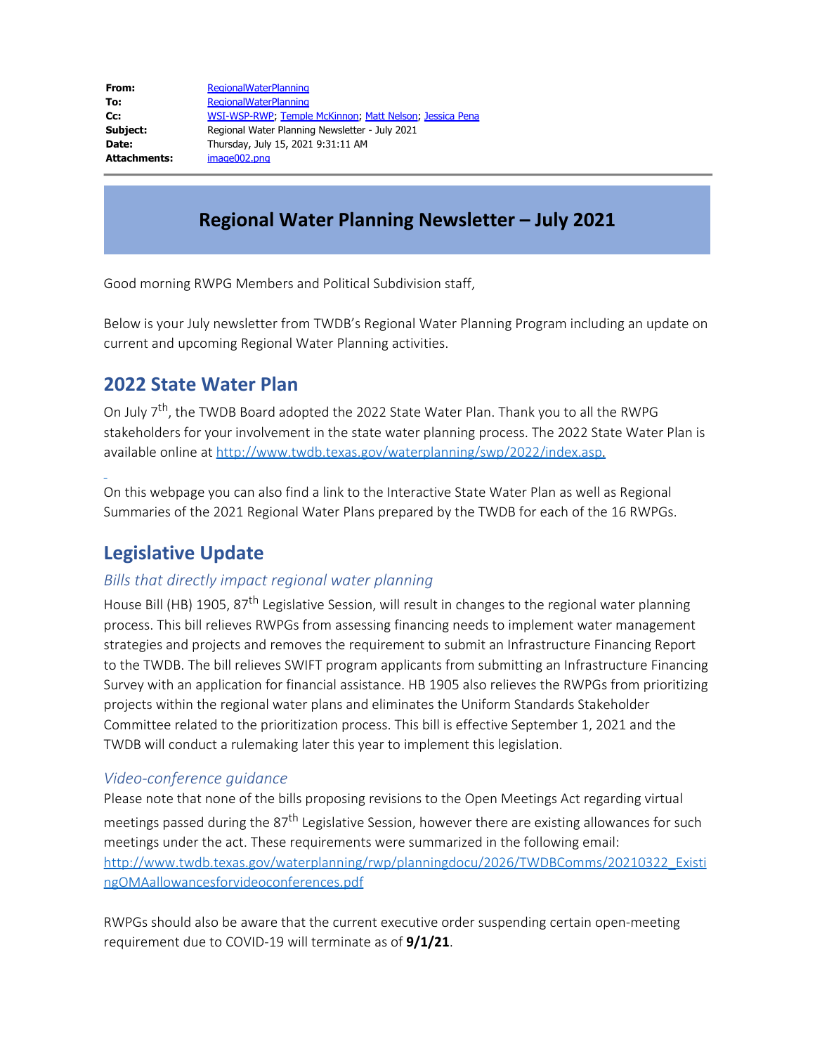| | |
|---|---|
| **From:** | RegionalWaterPlanning |
| **To:** | RegionalWaterPlanning |
| **Cc:** | WSI-WSP-RWP; Temple McKinnon; Matt Nelson; Jessica Pena |
| **Subject:** | Regional Water Planning Newsletter - July 2021 |
| **Date:** | Thursday, July 15, 2021 9:31:11 AM |
| **Attachments:** | image002.png |

# Regional Water Planning Newsletter – July 2021

Good morning RWPG Members and Political Subdivision staff,

Below is your July newsletter from TWDB's Regional Water Planning Program including an update on current and upcoming Regional Water Planning activities.

## 2022 State Water Plan

On July 7th, the TWDB Board adopted the 2022 State Water Plan. Thank you to all the RWPG stakeholders for your involvement in the state water planning process. The 2022 State Water Plan is available online at http://www.twdb.texas.gov/waterplanning/swp/2022/index.asp.

On this webpage you can also find a link to the Interactive State Water Plan as well as Regional Summaries of the 2021 Regional Water Plans prepared by the TWDB for each of the 16 RWPGs.

## Legislative Update

### *Bills that directly impact regional water planning*

House Bill (HB) 1905, 87th Legislative Session, will result in changes to the regional water planning process. This bill relieves RWPGs from assessing financing needs to implement water management strategies and projects and removes the requirement to submit an Infrastructure Financing Report to the TWDB. The bill relieves SWIFT program applicants from submitting an Infrastructure Financing Survey with an application for financial assistance. HB 1905 also relieves the RWPGs from prioritizing projects within the regional water plans and eliminates the Uniform Standards Stakeholder Committee related to the prioritization process. This bill is effective September 1, 2021 and the TWDB will conduct a rulemaking later this year to implement this legislation.

### *Video-conference guidance*

Please note that none of the bills proposing revisions to the Open Meetings Act regarding virtual meetings passed during the 87th Legislative Session, however there are existing allowances for such meetings under the act. These requirements were summarized in the following email: http://www.twdb.texas.gov/waterplanning/rwp/planningdocu/2026/TWDBComms/20210322_ExistingOMAallowancesforvideoconferences.pdf

RWPGs should also be aware that the current executive order suspending certain open-meeting requirement due to COVID-19 will terminate as of **9/1/21**.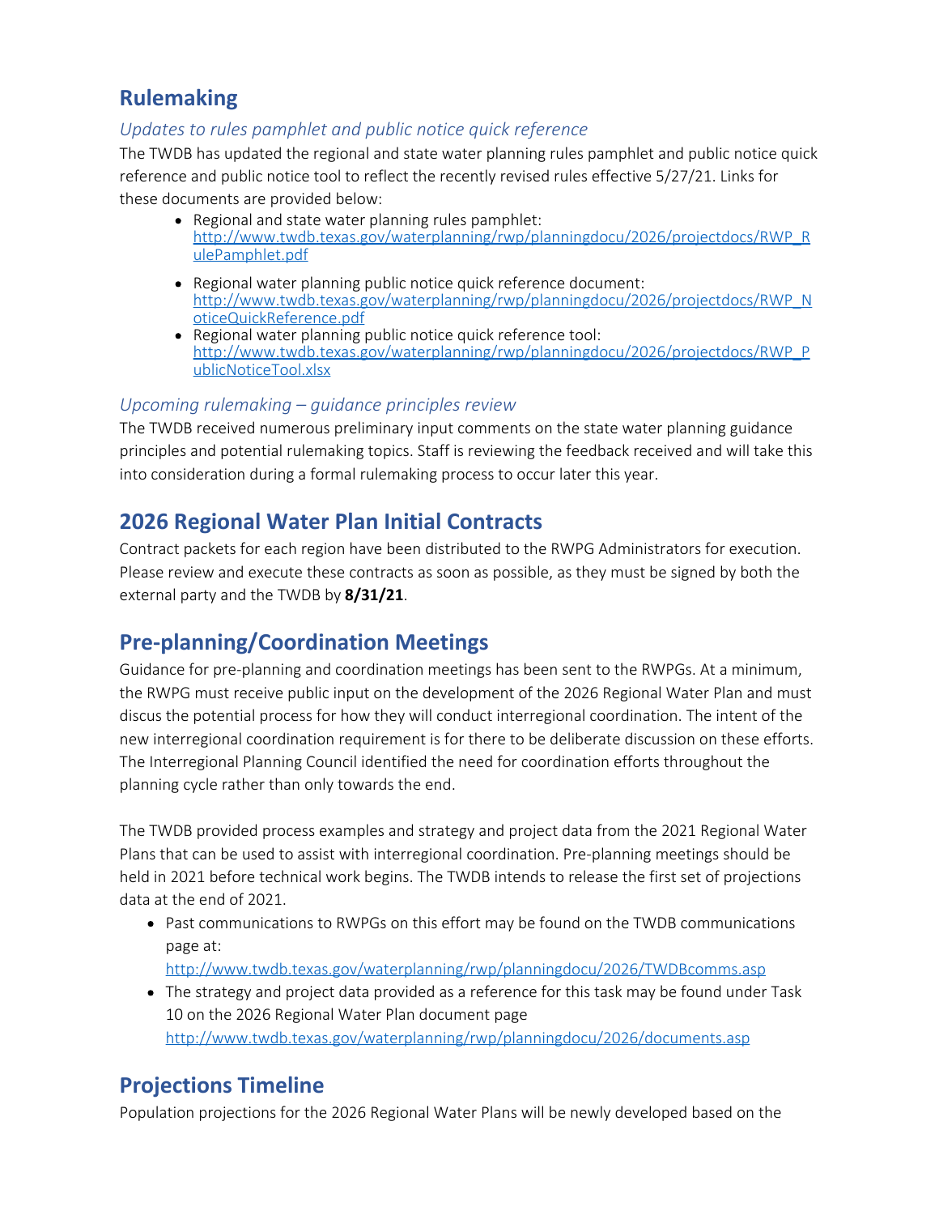## Rulemaking

### *Updates to rules pamphlet and public notice quick reference*

The TWDB has updated the regional and state water planning rules pamphlet and public notice quick reference and public notice tool to reflect the recently revised rules effective 5/27/21. Links for these documents are provided below:

- Regional and state water planning rules pamphlet: http://www.twdb.texas.gov/waterplanning/rwp/planningdocu/2026/projectdocs/RWP_RulePamphlet.pdf
- Regional water planning public notice quick reference document: http://www.twdb.texas.gov/waterplanning/rwp/planningdocu/2026/projectdocs/RWP_NoticeQuickReference.pdf
- Regional water planning public notice quick reference tool: http://www.twdb.texas.gov/waterplanning/rwp/planningdocu/2026/projectdocs/RWP_PublicNoticeTool.xlsx

### *Upcoming rulemaking – guidance principles review*

The TWDB received numerous preliminary input comments on the state water planning guidance principles and potential rulemaking topics. Staff is reviewing the feedback received and will take this into consideration during a formal rulemaking process to occur later this year.

## 2026 Regional Water Plan Initial Contracts

Contract packets for each region have been distributed to the RWPG Administrators for execution. Please review and execute these contracts as soon as possible, as they must be signed by both the external party and the TWDB by **8/31/21**.

## Pre-planning/Coordination Meetings

Guidance for pre-planning and coordination meetings has been sent to the RWPGs. At a minimum, the RWPG must receive public input on the development of the 2026 Regional Water Plan and must discus the potential process for how they will conduct interregional coordination. The intent of the new interregional coordination requirement is for there to be deliberate discussion on these efforts. The Interregional Planning Council identified the need for coordination efforts throughout the planning cycle rather than only towards the end.

The TWDB provided process examples and strategy and project data from the 2021 Regional Water Plans that can be used to assist with interregional coordination. Pre-planning meetings should be held in 2021 before technical work begins. The TWDB intends to release the first set of projections data at the end of 2021.

- Past communications to RWPGs on this effort may be found on the TWDB communications page at: http://www.twdb.texas.gov/waterplanning/rwp/planningdocu/2026/TWDBcomms.asp
- The strategy and project data provided as a reference for this task may be found under Task 10 on the 2026 Regional Water Plan document page http://www.twdb.texas.gov/waterplanning/rwp/planningdocu/2026/documents.asp

## Projections Timeline

Population projections for the 2026 Regional Water Plans will be newly developed based on the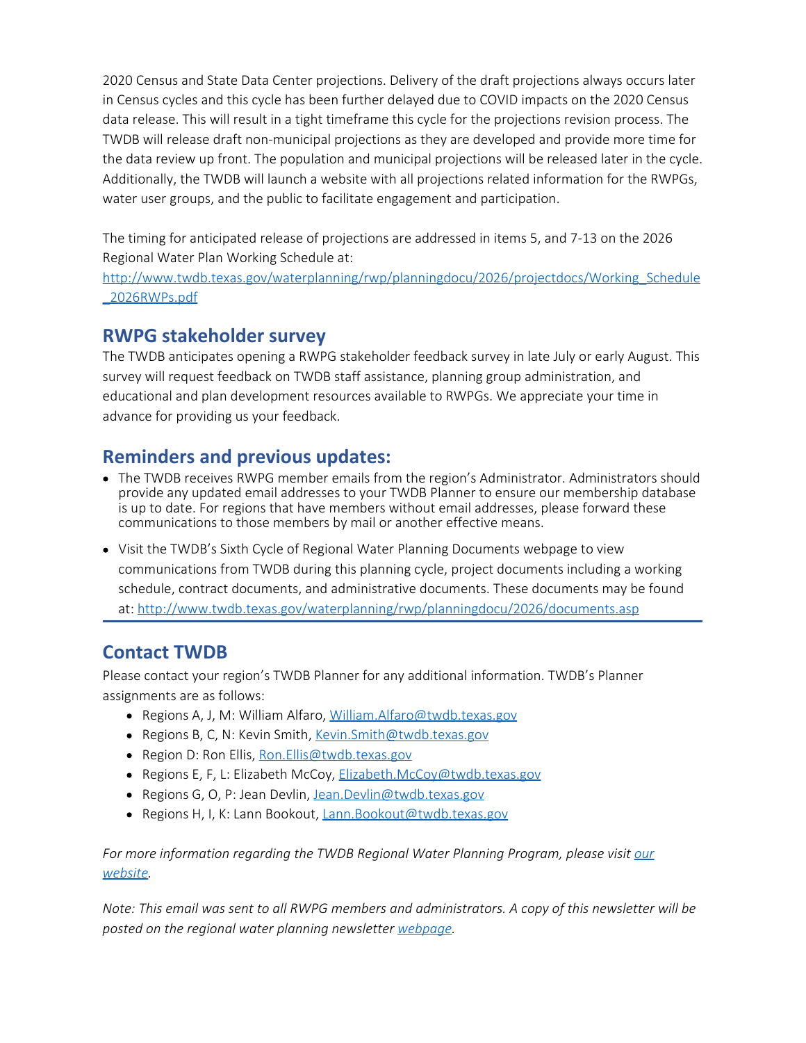2020 Census and State Data Center projections. Delivery of the draft projections always occurs later in Census cycles and this cycle has been further delayed due to COVID impacts on the 2020 Census data release. This will result in a tight timeframe this cycle for the projections revision process. The TWDB will release draft non-municipal projections as they are developed and provide more time for the data review up front. The population and municipal projections will be released later in the cycle. Additionally, the TWDB will launch a website with all projections related information for the RWPGs, water user groups, and the public to facilitate engagement and participation.

The timing for anticipated release of projections are addressed in items 5, and 7-13 on the 2026 Regional Water Plan Working Schedule at: [http://www.twdb.texas.gov/waterplanning/rwp/planningdocu/2026/projectdocs/Working_Schedule_2026RWPs.pdf](http://www.twdb.texas.gov/waterplanning/rwp/planningdocu/2026/projectdocs/Working_Schedule_2026RWPs.pdf)

## RWPG stakeholder survey

The TWDB anticipates opening a RWPG stakeholder feedback survey in late July or early August. This survey will request feedback on TWDB staff assistance, planning group administration, and educational and plan development resources available to RWPGs. We appreciate your time in advance for providing us your feedback.

## Reminders and previous updates:

- The TWDB receives RWPG member emails from the region's Administrator. Administrators should provide any updated email addresses to your TWDB Planner to ensure our membership database is up to date. For regions that have members without email addresses, please forward these communications to those members by mail or another effective means.
- Visit the TWDB's Sixth Cycle of Regional Water Planning Documents webpage to view communications from TWDB during this planning cycle, project documents including a working schedule, contract documents, and administrative documents. These documents may be found at: [http://www.twdb.texas.gov/waterplanning/rwp/planningdocu/2026/documents.asp](http://www.twdb.texas.gov/waterplanning/rwp/planningdocu/2026/documents.asp)

## Contact TWDB

Please contact your region's TWDB Planner for any additional information. TWDB's Planner assignments are as follows:

- Regions A, J, M: William Alfaro, William.Alfaro@twdb.texas.gov
- Regions B, C, N: Kevin Smith, Kevin.Smith@twdb.texas.gov
- Region D: Ron Ellis, Ron.Ellis@twdb.texas.gov
- Regions E, F, L: Elizabeth McCoy, Elizabeth.McCoy@twdb.texas.gov
- Regions G, O, P: Jean Devlin, Jean.Devlin@twdb.texas.gov
- Regions H, I, K: Lann Bookout, Lann.Bookout@twdb.texas.gov

*For more information regarding the TWDB Regional Water Planning Program, please visit our website.*

*Note: This email was sent to all RWPG members and administrators. A copy of this newsletter will be posted on the regional water planning newsletter webpage.*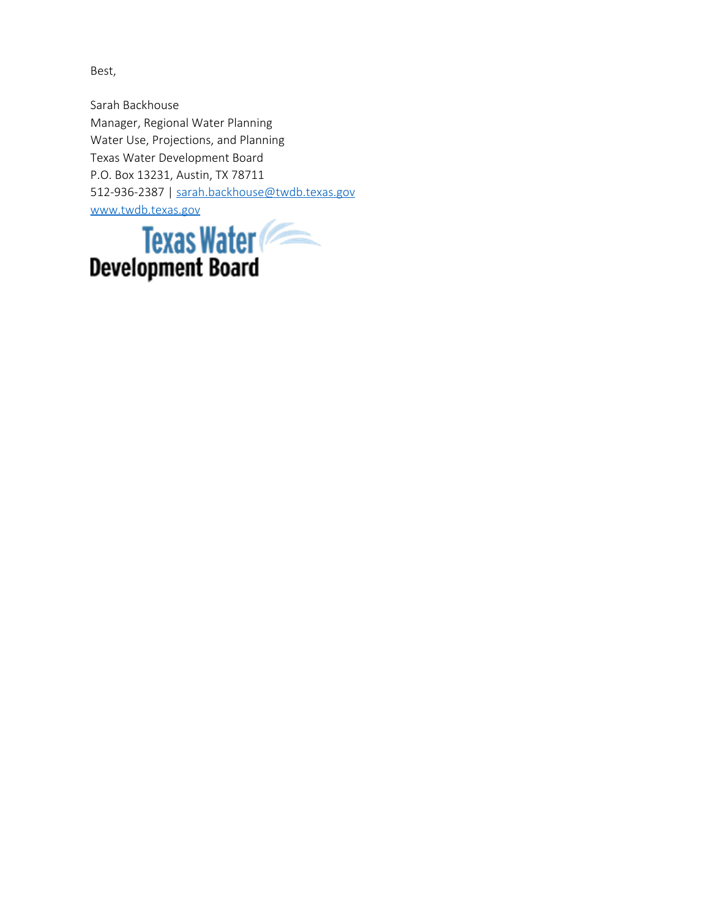Best,

Sarah Backhouse
Manager, Regional Water Planning
Water Use, Projections, and Planning
Texas Water Development Board
P.O. Box 13231, Austin, TX 78711
512-936-2387 | sarah.backhouse@twdb.texas.gov
www.twdb.texas.gov

Texas Water
Development Board